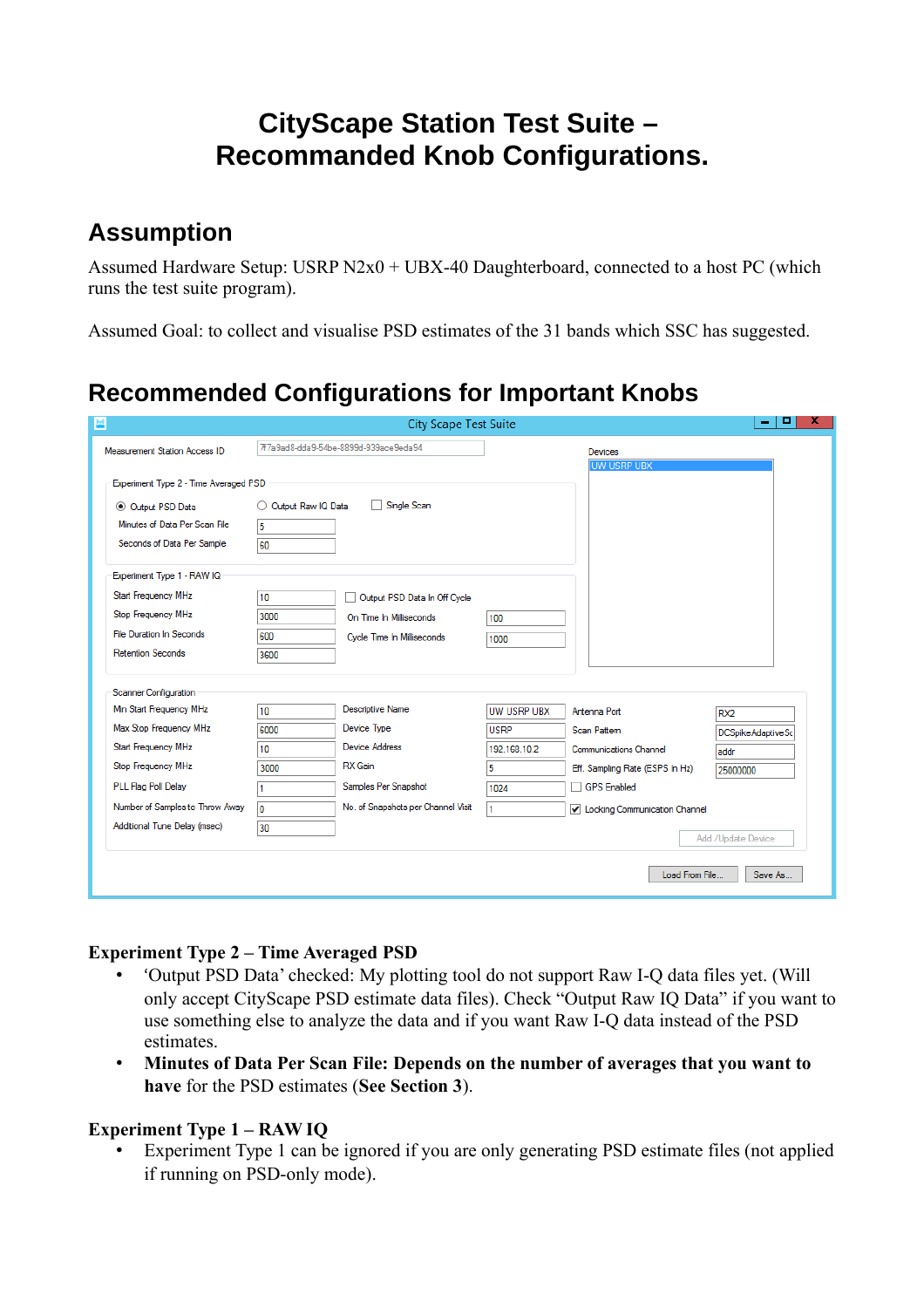# CityScape Station Test Suite – Recommanded Knob Configurations.

## Assumption

Assumed Hardware Setup: USRP N2x0 + UBX-40 Daughterboard, connected to a host PC (which runs the test suite program).

Assumed Goal: to collect and visualise PSD estimates of the 31 bands which SSC has suggested.

## Recommended Configurations for Important Knobs

**Experiment Type 2 – Time Averaged PSD**

- 'Output PSD Data' checked: My plotting tool do not support Raw I-Q data files yet. (Will only accept CityScape PSD estimate data files). Check "Output Raw IQ Data" if you want to use something else to analyze the data and if you want Raw I-Q data instead of the PSD estimates.
- **Minutes of Data Per Scan File: Depends on the number of averages that you want to have** for the PSD estimates (**See Section 3**).

**Experiment Type 1 – RAW IQ**

- Experiment Type 1 can be ignored if you are only generating PSD estimate files (not applied if running on PSD-only mode).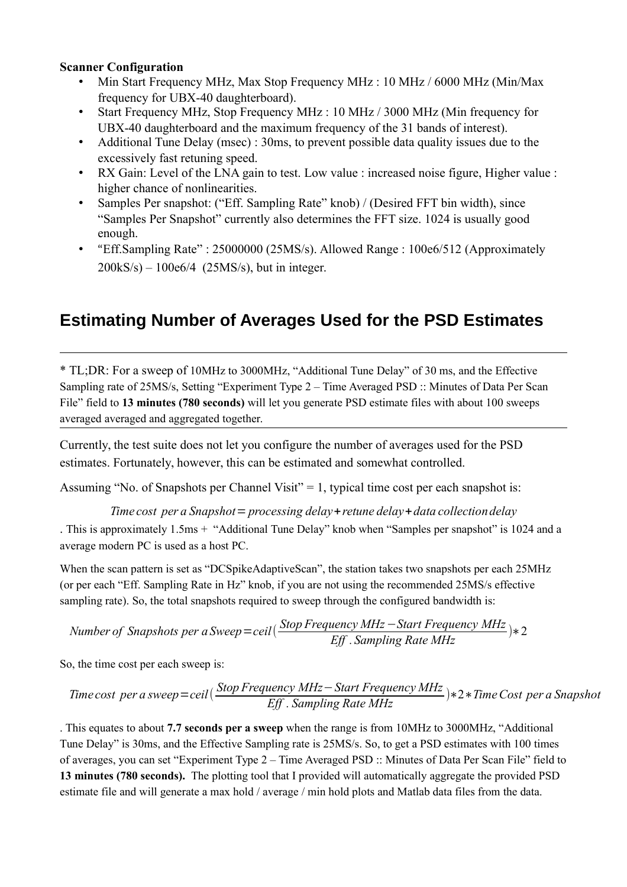**Scanner Configuration**

- Min Start Frequency MHz, Max Stop Frequency MHz : 10 MHz / 6000 MHz (Min/Max frequency for UBX-40 daughterboard).
- Start Frequency MHz, Stop Frequency MHz : 10 MHz / 3000 MHz (Min frequency for UBX-40 daughterboard and the maximum frequency of the 31 bands of interest).
- Additional Tune Delay (msec) : 30ms, to prevent possible data quality issues due to the excessively fast retuning speed.
- RX Gain: Level of the LNA gain to test. Low value : increased noise figure, Higher value : higher chance of nonlinearities.
- Samples Per snapshot: ("Eff. Sampling Rate" knob) / (Desired FFT bin width), since "Samples Per Snapshot" currently also determines the FFT size. 1024 is usually good enough.
- "Eff.Sampling Rate" : 25000000 (25MS/s). Allowed Range : 100e6/512 (Approximately 200kS/s) – 100e6/4 (25MS/s), but in integer.

## Estimating Number of Averages Used for the PSD Estimates

---

* TL;DR: For a sweep of 10MHz to 3000MHz, "Additional Tune Delay" of 30 ms, and the Effective Sampling rate of 25MS/s, Setting "Experiment Type 2 – Time Averaged PSD :: Minutes of Data Per Scan File" field to **13 minutes (780 seconds)** will let you generate PSD estimate files with about 100 sweeps averaged averaged and aggregated together.

---

Currently, the test suite does not let you configure the number of averages used for the PSD estimates. Fortunately, however, this can be estimated and somewhat controlled.

Assuming "No. of Snapshots per Channel Visit" = 1, typical time cost per each snapshot is:

$$Time\,cost\;\; per\, a\, Snapshot = processing\, delay + retune\, delay + data\, collection\, delay$$

. This is approximately 1.5ms + "Additional Tune Delay" knob when "Samples per snapshot" is 1024 and a average modern PC is used as a host PC.

When the scan pattern is set as "DCSpikeAdaptiveScan", the station takes two snapshots per each 25MHz (or per each "Eff. Sampling Rate in Hz" knob, if you are not using the recommended 25MS/s effective sampling rate). So, the total snapshots required to sweep through the configured bandwidth is:

$$Number\, of\;\; Snapshots\; per\; a\, Sweep = ceil\left(\frac{Stop\, Frequency\, MHz - Start\;\, Frequency\, MHz}{Eff\;.\, Sampling\, Rate\, MHz}\right) * 2$$

So, the time cost per each sweep is:

$$Time\, cost\;\; per\, a\, sweep = ceil\left(\frac{Stop\, Frequency\, MHz - Start\, Frequency\, MHz}{Eff\;.\, Sampling\, Rate\, MHz}\right) * 2 * Time\, Cost\;\; per\, a\, Snapshot$$

. This equates to about **7.7 seconds per a sweep** when the range is from 10MHz to 3000MHz, "Additional Tune Delay" is 30ms, and the Effective Sampling rate is 25MS/s. So, to get a PSD estimates with 100 times of averages, you can set "Experiment Type 2 – Time Averaged PSD :: Minutes of Data Per Scan File" field to **13 minutes (780 seconds).** The plotting tool that I provided will automatically aggregate the provided PSD estimate file and will generate a max hold / average / min hold plots and Matlab data files from the data.